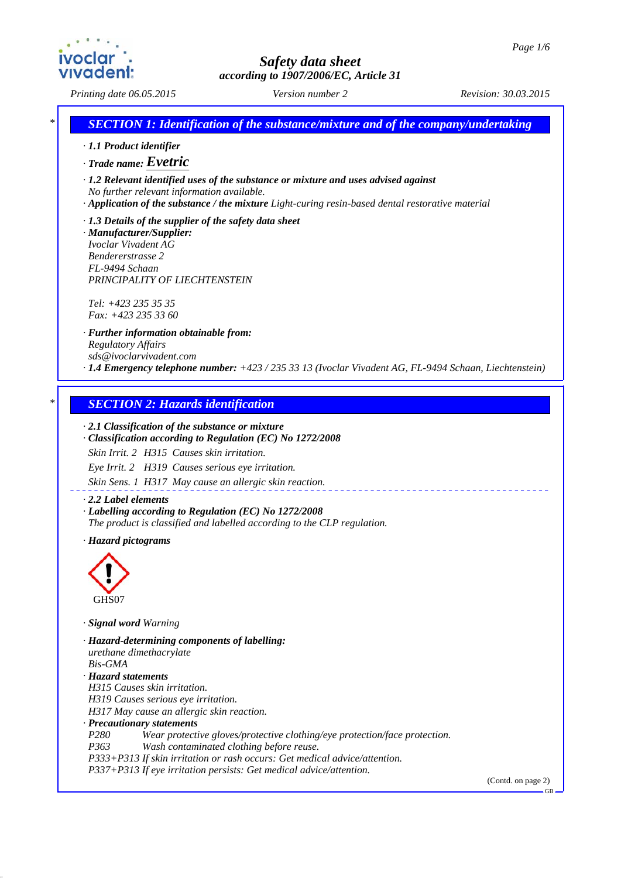# Safety data sheet
*according to 1907/2006/EC, Article 31*

Printing date 06.05.2015 Version number 2 Revision: 30.03.2015

## * SECTION 1: Identification of the substance/mixture and of the company/undertaking

· **1.1 Product identifier**

· **Trade name: Evetric**

· **1.2 Relevant identified uses of the substance or mixture and uses advised against**
No further relevant information available.
· **Application of the substance / the mixture** Light-curing resin-based dental restorative material

· **1.3 Details of the supplier of the safety data sheet**
· **Manufacturer/Supplier:**
Ivoclar Vivadent AG
Bendererstrasse 2
FL-9494 Schaan
PRINCIPALITY OF LIECHTENSTEIN

Tel: +423 235 35 35
Fax: +423 235 33 60

· **Further information obtainable from:**
Regulatory Affairs
sds@ivoclarvivadent.com
· **1.4 Emergency telephone number:** +423 / 235 33 13 (Ivoclar Vivadent AG, FL-9494 Schaan, Liechtenstein)

## * SECTION 2: Hazards identification

· **2.1 Classification of the substance or mixture**
· **Classification according to Regulation (EC) No 1272/2008**

Skin Irrit. 2 H315 Causes skin irritation.

Eye Irrit. 2 H319 Causes serious eye irritation.

Skin Sens. 1 H317 May cause an allergic skin reaction.

· **2.2 Label elements**
· **Labelling according to Regulation (EC) No 1272/2008**
The product is classified and labelled according to the CLP regulation.

· **Hazard pictograms**

GHS07

· **Signal word** Warning

· **Hazard-determining components of labelling:**
urethane dimethacrylate
Bis-GMA
· **Hazard statements**
H315 Causes skin irritation.
H319 Causes serious eye irritation.
H317 May cause an allergic skin reaction.
· **Precautionary statements**
P280 Wear protective gloves/protective clothing/eye protection/face protection.
P363 Wash contaminated clothing before reuse.
P333+P313 If skin irritation or rash occurs: Get medical advice/attention.
P337+P313 If eye irritation persists: Get medical advice/attention.

(Contd. on page 2)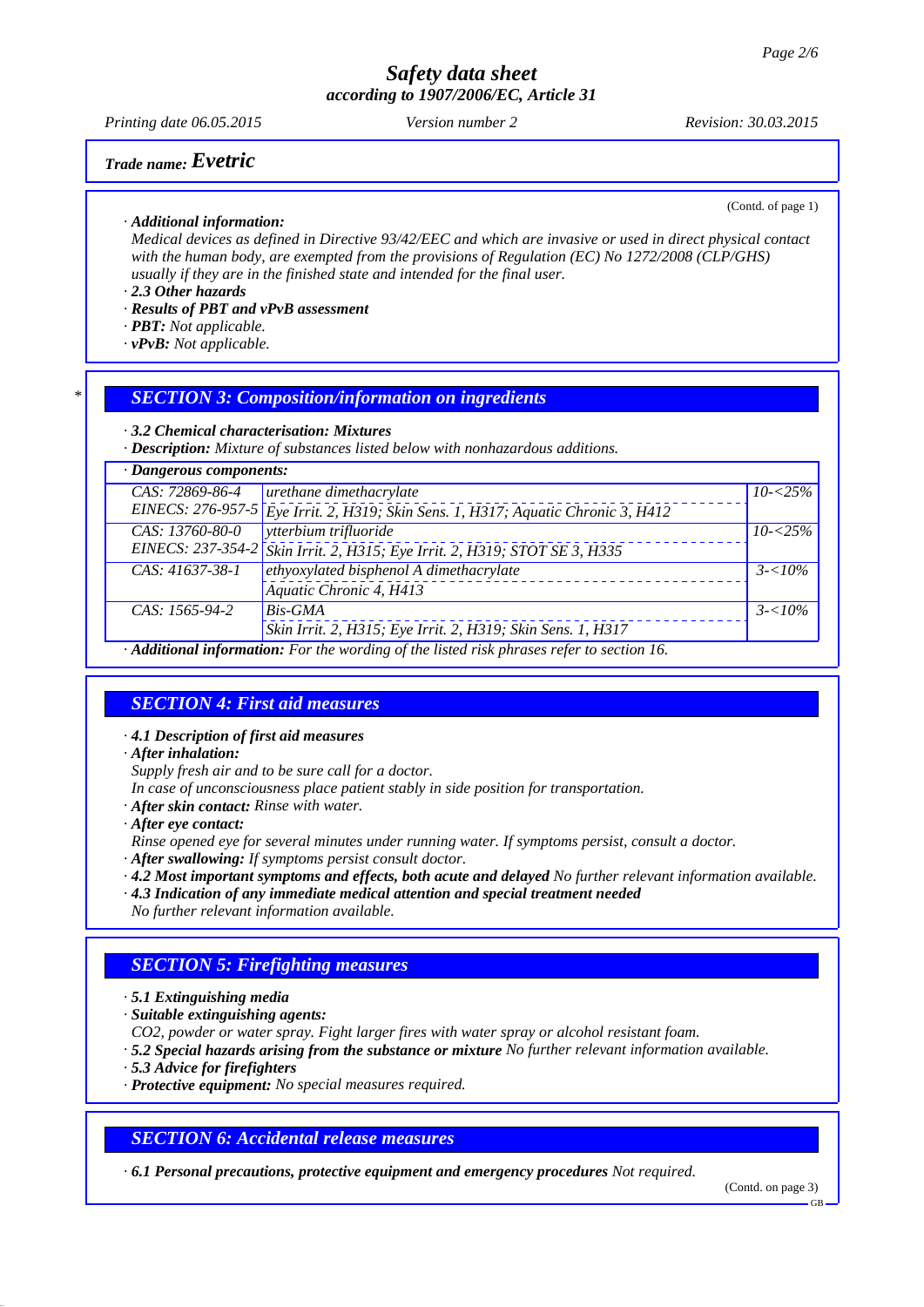# Safety data sheet
## according to 1907/2006/EC, Article 31

*Printing date 06.05.2015* *Version number 2* *Revision: 30.03.2015*

**Trade name: Evetric**

(Contd. of page 1)

· **Additional information:**
Medical devices as defined in Directive 93/42/EEC and which are invasive or used in direct physical contact with the human body, are exempted from the provisions of Regulation (EC) No 1272/2008 (CLP/GHS) usually if they are in the finished state and intended for the final user.

· **2.3 Other hazards**
· **Results of PBT and vPvB assessment**
· **PBT:** Not applicable.
· **vPvB:** Not applicable.

## * SECTION 3: Composition/information on ingredients

· **3.2 Chemical characterisation: Mixtures**
· **Description:** Mixture of substances listed below with nonhazardous additions.

· **Dangerous components:**

| Identifier | Substance / Classification | Concentration |
|---|---|---|
| CAS: 72869-86-4 EINECS: 276-957-5 | urethane dimethacrylate<br>Eye Irrit. 2, H319; Skin Sens. 1, H317; Aquatic Chronic 3, H412 | 10-<25% |
| CAS: 13760-80-0 EINECS: 237-354-2 | ytterbium trifluoride<br>Skin Irrit. 2, H315; Eye Irrit. 2, H319; STOT SE 3, H335 | 10-<25% |
| CAS: 41637-38-1 | ethyoxylated bisphenol A dimethacrylate<br>Aquatic Chronic 4, H413 | 3-<10% |
| CAS: 1565-94-2 | Bis-GMA<br>Skin Irrit. 2, H315; Eye Irrit. 2, H319; Skin Sens. 1, H317 | 3-<10% |

· **Additional information:** For the wording of the listed risk phrases refer to section 16.

## SECTION 4: First aid measures

· **4.1 Description of first aid measures**
· **After inhalation:**
Supply fresh air and to be sure call for a doctor.
In case of unconsciousness place patient stably in side position for transportation.
· **After skin contact:** Rinse with water.
· **After eye contact:**
Rinse opened eye for several minutes under running water. If symptoms persist, consult a doctor.
· **After swallowing:** If symptoms persist consult doctor.
· **4.2 Most important symptoms and effects, both acute and delayed** No further relevant information available.
· **4.3 Indication of any immediate medical attention and special treatment needed**
No further relevant information available.

## SECTION 5: Firefighting measures

· **5.1 Extinguishing media**
· **Suitable extinguishing agents:**
$CO_2$, powder or water spray. Fight larger fires with water spray or alcohol resistant foam.
· **5.2 Special hazards arising from the substance or mixture** No further relevant information available.
· **5.3 Advice for firefighters**
· **Protective equipment:** No special measures required.

## SECTION 6: Accidental release measures

· **6.1 Personal precautions, protective equipment and emergency procedures** Not required.

(Contd. on page 3)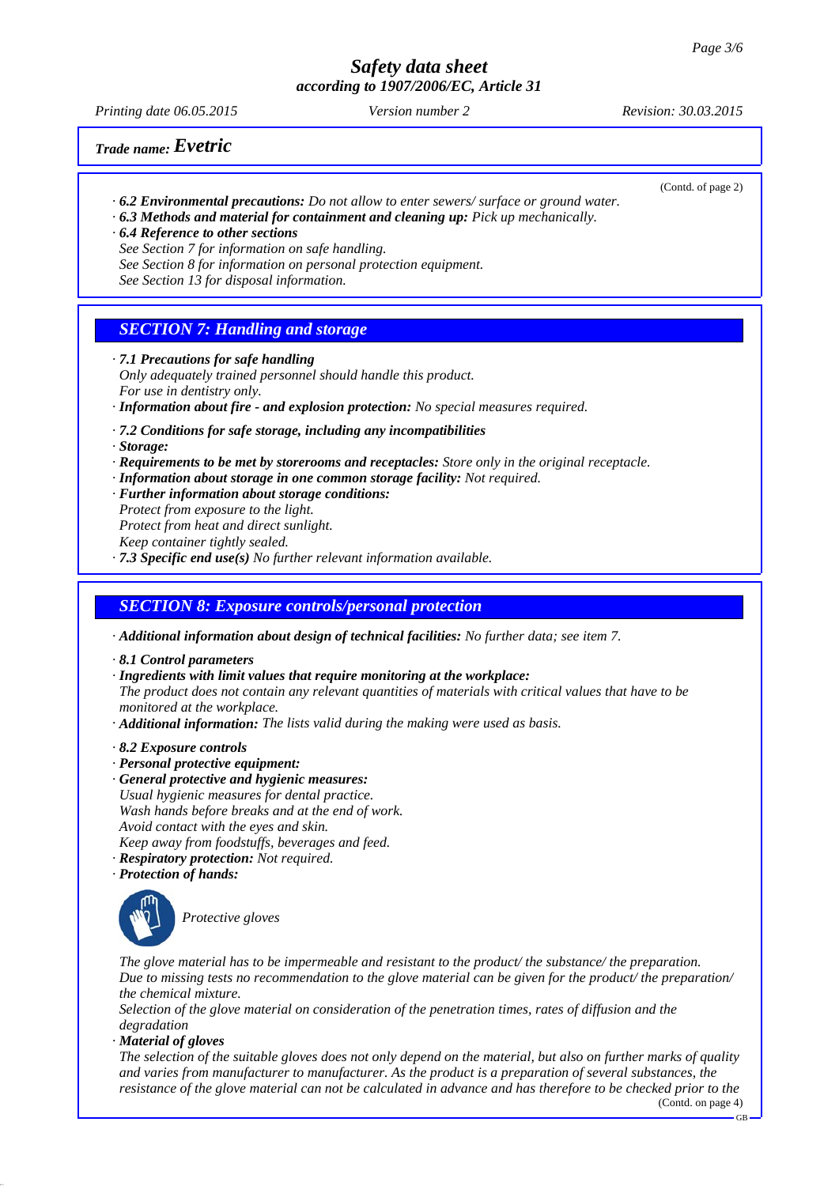*Trade name:* ***Evetric***

(Contd. of page 2)

· **6.2 Environmental precautions:** Do not allow to enter sewers/ surface or ground water.
· **6.3 Methods and material for containment and cleaning up:** Pick up mechanically.
· **6.4 Reference to other sections**
See Section 7 for information on safe handling.
See Section 8 for information on personal protection equipment.
See Section 13 for disposal information.

## SECTION 7: Handling and storage

· **7.1 Precautions for safe handling**
Only adequately trained personnel should handle this product.
For use in dentistry only.
· **Information about fire - and explosion protection:** No special measures required.

· **7.2 Conditions for safe storage, including any incompatibilities**
· **Storage:**
· **Requirements to be met by storerooms and receptacles:** Store only in the original receptacle.
· **Information about storage in one common storage facility:** Not required.
· **Further information about storage conditions:**
Protect from exposure to the light.
Protect from heat and direct sunlight.
Keep container tightly sealed.
· **7.3 Specific end use(s)** No further relevant information available.

## SECTION 8: Exposure controls/personal protection

· **Additional information about design of technical facilities:** No further data; see item 7.

· **8.1 Control parameters**
· **Ingredients with limit values that require monitoring at the workplace:**
The product does not contain any relevant quantities of materials with critical values that have to be monitored at the workplace.
· **Additional information:** The lists valid during the making were used as basis.

· **8.2 Exposure controls**
· **Personal protective equipment:**
· **General protective and hygienic measures:**
Usual hygienic measures for dental practice.
Wash hands before breaks and at the end of work.
Avoid contact with the eyes and skin.
Keep away from foodstuffs, beverages and feed.
· **Respiratory protection:** Not required.
· **Protection of hands:**

Protective gloves

The glove material has to be impermeable and resistant to the product/ the substance/ the preparation.
Due to missing tests no recommendation to the glove material can be given for the product/ the preparation/ the chemical mixture.
Selection of the glove material on consideration of the penetration times, rates of diffusion and the degradation
· **Material of gloves**
The selection of the suitable gloves does not only depend on the material, but also on further marks of quality and varies from manufacturer to manufacturer. As the product is a preparation of several substances, the resistance of the glove material can not be calculated in advance and has therefore to be checked prior to the

(Contd. on page 4)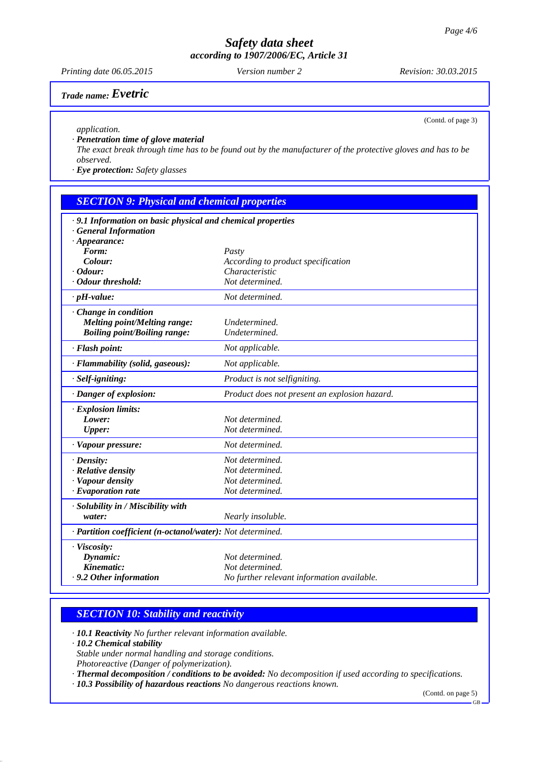## Trade name: *Evetric*

(Contd. of page 3)

*application.*

· ***Penetration time of glove material***
*The exact break through time has to be found out by the manufacturer of the protective gloves and has to be observed.*

· ***Eye protection:*** *Safety glasses*

## SECTION 9: Physical and chemical properties

| · **9.1 Information on basic physical and chemical properties** | |
|---|---|
| · **General Information** | |
| · **Appearance:** | |
| **Form:** | Pasty |
| **Colour:** | According to product specification |
| · **Odour:** | Characteristic |
| · **Odour threshold:** | Not determined. |
| · **pH-value:** | Not determined. |
| · **Change in condition** | |
| **Melting point/Melting range:** | Undetermined. |
| **Boiling point/Boiling range:** | Undetermined. |
| · **Flash point:** | Not applicable. |
| · **Flammability (solid, gaseous):** | Not applicable. |
| · **Self-igniting:** | Product is not selfigniting. |
| · **Danger of explosion:** | Product does not present an explosion hazard. |
| · **Explosion limits:** | |
| **Lower:** | Not determined. |
| **Upper:** | Not determined. |
| · **Vapour pressure:** | Not determined. |
| · **Density:** | Not determined. |
| · **Relative density** | Not determined. |
| · **Vapour density** | Not determined. |
| · **Evaporation rate** | Not determined. |
| · **Solubility in / Miscibility with** | |
| **water:** | Nearly insoluble. |
| · **Partition coefficient (n-octanol/water):** | Not determined. |
| · **Viscosity:** | |
| **Dynamic:** | Not determined. |
| **Kinematic:** | Not determined. |
| · **9.2 Other information** | No further relevant information available. |

## SECTION 10: Stability and reactivity

· ***10.1 Reactivity*** *No further relevant information available.*

· ***10.2 Chemical stability***
*Stable under normal handling and storage conditions.*
*Photoreactive (Danger of polymerization).*

· ***Thermal decomposition / conditions to be avoided:*** *No decomposition if used according to specifications.*

· ***10.3 Possibility of hazardous reactions*** *No dangerous reactions known.*

(Contd. on page 5)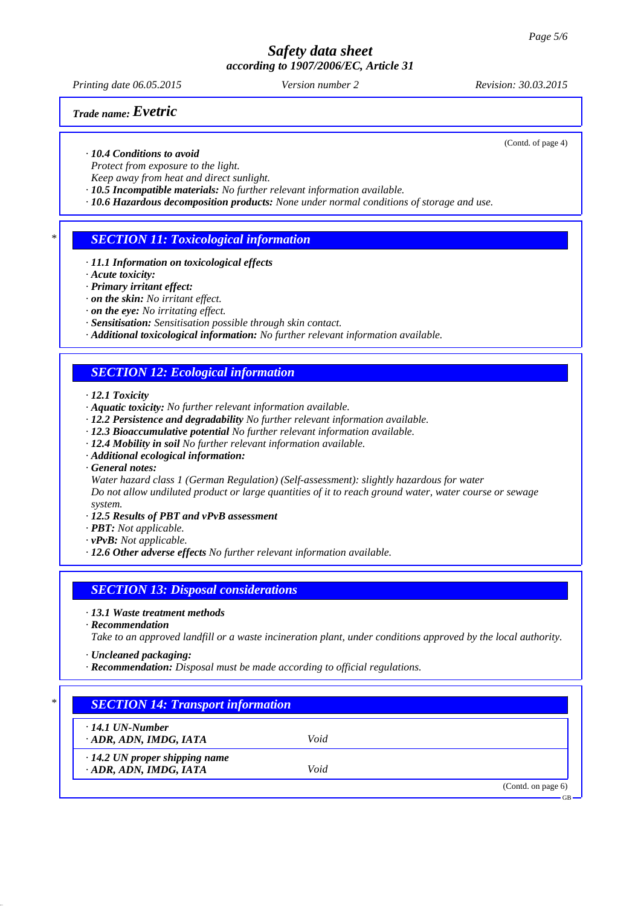**Trade name: Evetric**

(Contd. of page 4)

· **10.4 Conditions to avoid**
Protect from exposure to the light.
Keep away from heat and direct sunlight.
· **10.5 Incompatible materials:** No further relevant information available.
· **10.6 Hazardous decomposition products:** None under normal conditions of storage and use.

## SECTION 11: Toxicological information

· **11.1 Information on toxicological effects**
· **Acute toxicity:**
· **Primary irritant effect:**
· **on the skin:** No irritant effect.
· **on the eye:** No irritating effect.
· **Sensitisation:** Sensitisation possible through skin contact.
· **Additional toxicological information:** No further relevant information available.

## SECTION 12: Ecological information

· **12.1 Toxicity**
· **Aquatic toxicity:** No further relevant information available.
· **12.2 Persistence and degradability** No further relevant information available.
· **12.3 Bioaccumulative potential** No further relevant information available.
· **12.4 Mobility in soil** No further relevant information available.
· **Additional ecological information:**
· **General notes:**
Water hazard class 1 (German Regulation) (Self-assessment): slightly hazardous for water
Do not allow undiluted product or large quantities of it to reach ground water, water course or sewage system.
· **12.5 Results of PBT and vPvB assessment**
· **PBT:** Not applicable.
· **vPvB:** Not applicable.
· **12.6 Other adverse effects** No further relevant information available.

## SECTION 13: Disposal considerations

· **13.1 Waste treatment methods**
· **Recommendation**
Take to an approved landfill or a waste incineration plant, under conditions approved by the local authority.

· **Uncleaned packaging:**
· **Recommendation:** Disposal must be made according to official regulations.

## SECTION 14: Transport information

| | |
|---|---|
| · **14.1 UN-Number** | |
| · **ADR, ADN, IMDG, IATA** | Void |
| · **14.2 UN proper shipping name** | |
| · **ADR, ADN, IMDG, IATA** | Void |

(Contd. on page 6)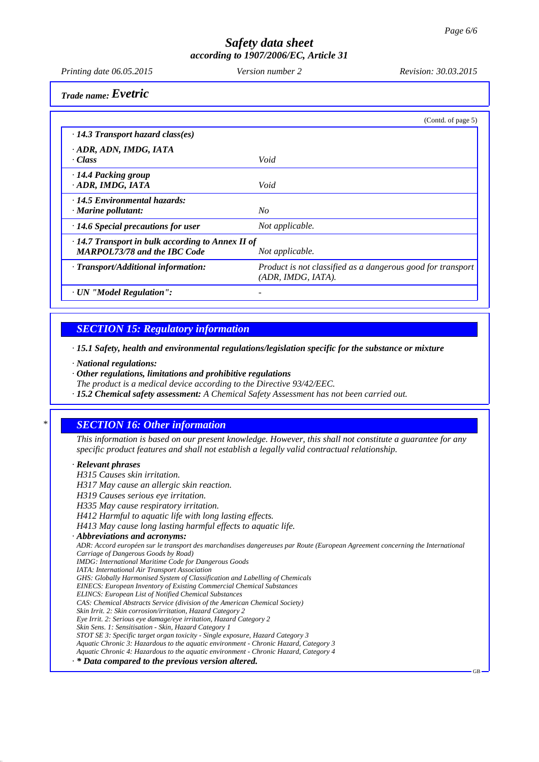Trade name: **Evetric**

(Contd. of page 5)

| | |
|---|---|
| · **14.3 Transport hazard class(es)** | |
| · **ADR, ADN, IMDG, IATA** · **Class** | *Void* |
| · **14.4 Packing group** · **ADR, IMDG, IATA** | *Void* |
| · **14.5 Environmental hazards:** · **Marine pollutant:** | *No* |
| · **14.6 Special precautions for user** | *Not applicable.* |
| · **14.7 Transport in bulk according to Annex II of MARPOL73/78 and the IBC Code** | *Not applicable.* |
| · **Transport/Additional information:** | *Product is not classified as a dangerous good for transport (ADR, IMDG, IATA).* |
| · **UN "Model Regulation":** | - |

## SECTION 15: Regulatory information

· **15.1 Safety, health and environmental regulations/legislation specific for the substance or mixture**

· **National regulations:**

· **Other regulations, limitations and prohibitive regulations**

*The product is a medical device according to the Directive 93/42/EEC.*

· **15.2 Chemical safety assessment:** *A Chemical Safety Assessment has not been carried out.*

## * SECTION 16: Other information

*This information is based on our present knowledge. However, this shall not constitute a guarantee for any specific product features and shall not establish a legally valid contractual relationship.*

· **Relevant phrases**

*H315 Causes skin irritation.*
*H317 May cause an allergic skin reaction.*
*H319 Causes serious eye irritation.*
*H335 May cause respiratory irritation.*
*H412 Harmful to aquatic life with long lasting effects.*
*H413 May cause long lasting harmful effects to aquatic life.*

· **Abbreviations and acronyms:**

*ADR: Accord européen sur le transport des marchandises dangereuses par Route (European Agreement concerning the International Carriage of Dangerous Goods by Road)*
*IMDG: International Maritime Code for Dangerous Goods*
*IATA: International Air Transport Association*
*GHS: Globally Harmonised System of Classification and Labelling of Chemicals*
*EINECS: European Inventory of Existing Commercial Chemical Substances*
*ELINCS: European List of Notified Chemical Substances*
*CAS: Chemical Abstracts Service (division of the American Chemical Society)*
*Skin Irrit. 2: Skin corrosion/irritation, Hazard Category 2*
*Eye Irrit. 2: Serious eye damage/eye irritation, Hazard Category 2*
*Skin Sens. 1: Sensitisation - Skin, Hazard Category 1*
*STOT SE 3: Specific target organ toxicity - Single exposure, Hazard Category 3*
*Aquatic Chronic 3: Hazardous to the aquatic environment - Chronic Hazard, Category 3*
*Aquatic Chronic 4: Hazardous to the aquatic environment - Chronic Hazard, Category 4*

· **\* Data compared to the previous version altered.**